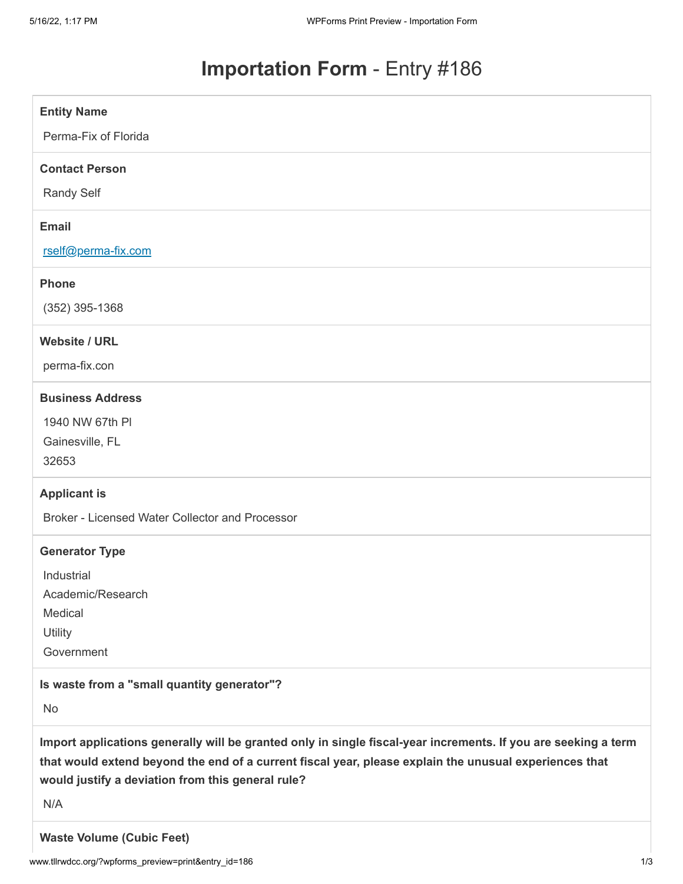# **Importation Form** - Entry #186

**Entity Name**

Perma-Fix of Florida

**Contact Person**

Randy Self

**Email**

rself@perma-fix.com

**Phone**

(352) 395-1368

**Website / URL**

perma-fix.con

**Business Address**

1940 NW 67th Pl
Gainesville, FL
32653

**Applicant is**

Broker - Licensed Water Collector and Processor

**Generator Type**

Industrial
Academic/Research
Medical
Utility
Government

**Is waste from a "small quantity generator"?**

No

**Import applications generally will be granted only in single fiscal-year increments. If you are seeking a term that would extend beyond the end of a current fiscal year, please explain the unusual experiences that would justify a deviation from this general rule?**

N/A

**Waste Volume (Cubic Feet)**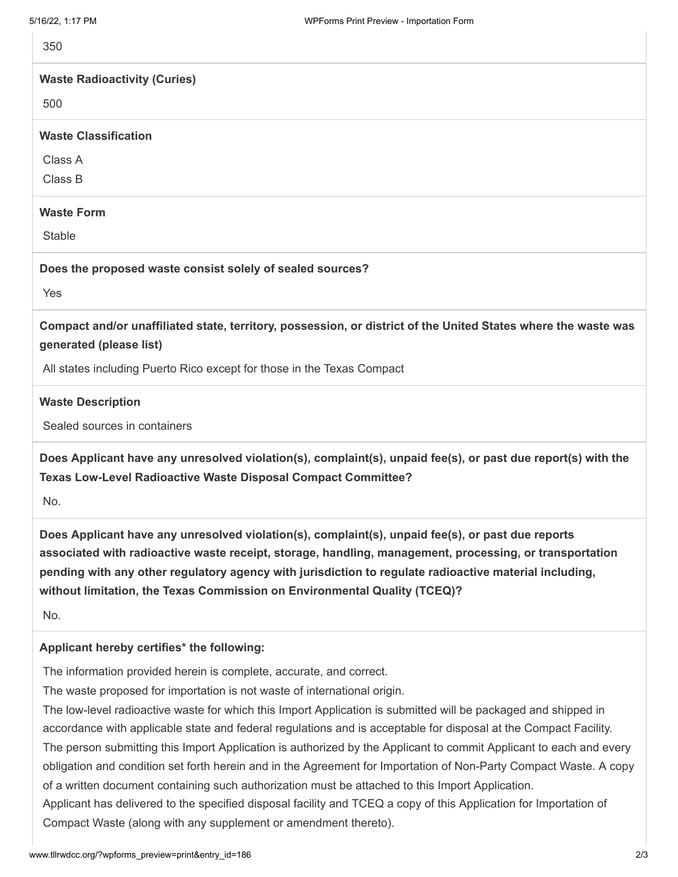350

**Waste Radioactivity (Curies)**

500

**Waste Classification**

Class A
Class B

**Waste Form**

Stable

**Does the proposed waste consist solely of sealed sources?**

Yes

**Compact and/or unaffiliated state, territory, possession, or district of the United States where the waste was generated (please list)**

All states including Puerto Rico except for those in the Texas Compact

**Waste Description**

Sealed sources in containers

**Does Applicant have any unresolved violation(s), complaint(s), unpaid fee(s), or past due report(s) with the Texas Low-Level Radioactive Waste Disposal Compact Committee?**

No.

**Does Applicant have any unresolved violation(s), complaint(s), unpaid fee(s), or past due reports associated with radioactive waste receipt, storage, handling, management, processing, or transportation pending with any other regulatory agency with jurisdiction to regulate radioactive material including, without limitation, the Texas Commission on Environmental Quality (TCEQ)?**

No.

**Applicant hereby certifies* the following:**

The information provided herein is complete, accurate, and correct.
The waste proposed for importation is not waste of international origin.
The low-level radioactive waste for which this Import Application is submitted will be packaged and shipped in accordance with applicable state and federal regulations and is acceptable for disposal at the Compact Facility.
The person submitting this Import Application is authorized by the Applicant to commit Applicant to each and every obligation and condition set forth herein and in the Agreement for Importation of Non-Party Compact Waste. A copy of a written document containing such authorization must be attached to this Import Application.
Applicant has delivered to the specified disposal facility and TCEQ a copy of this Application for Importation of Compact Waste (along with any supplement or amendment thereto).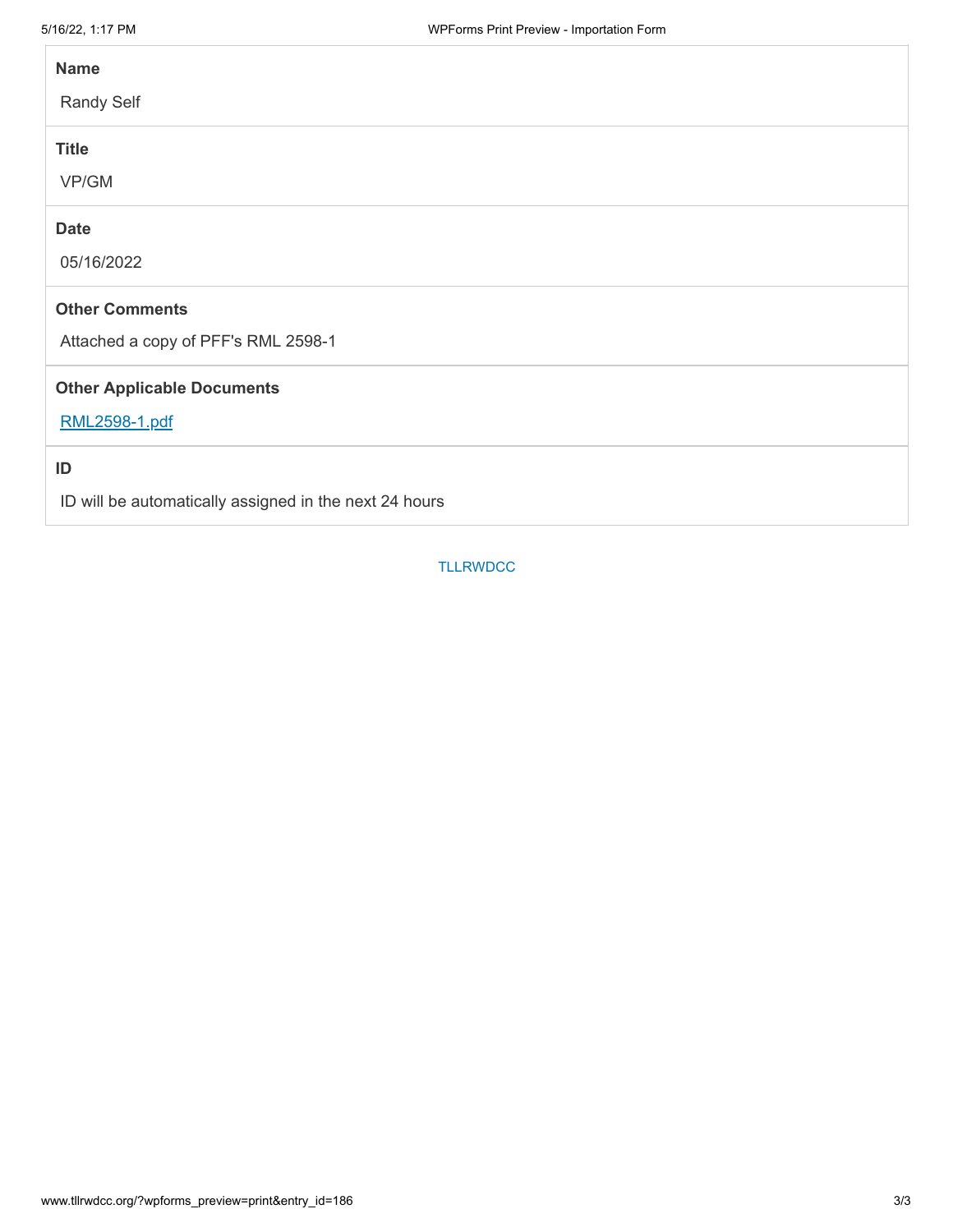**Name**

Randy Self

**Title**

VP/GM

**Date**

05/16/2022

**Other Comments**

Attached a copy of PFF's RML 2598-1

**Other Applicable Documents**

RML2598-1.pdf

**ID**

ID will be automatically assigned in the next 24 hours

TLLRWDCC